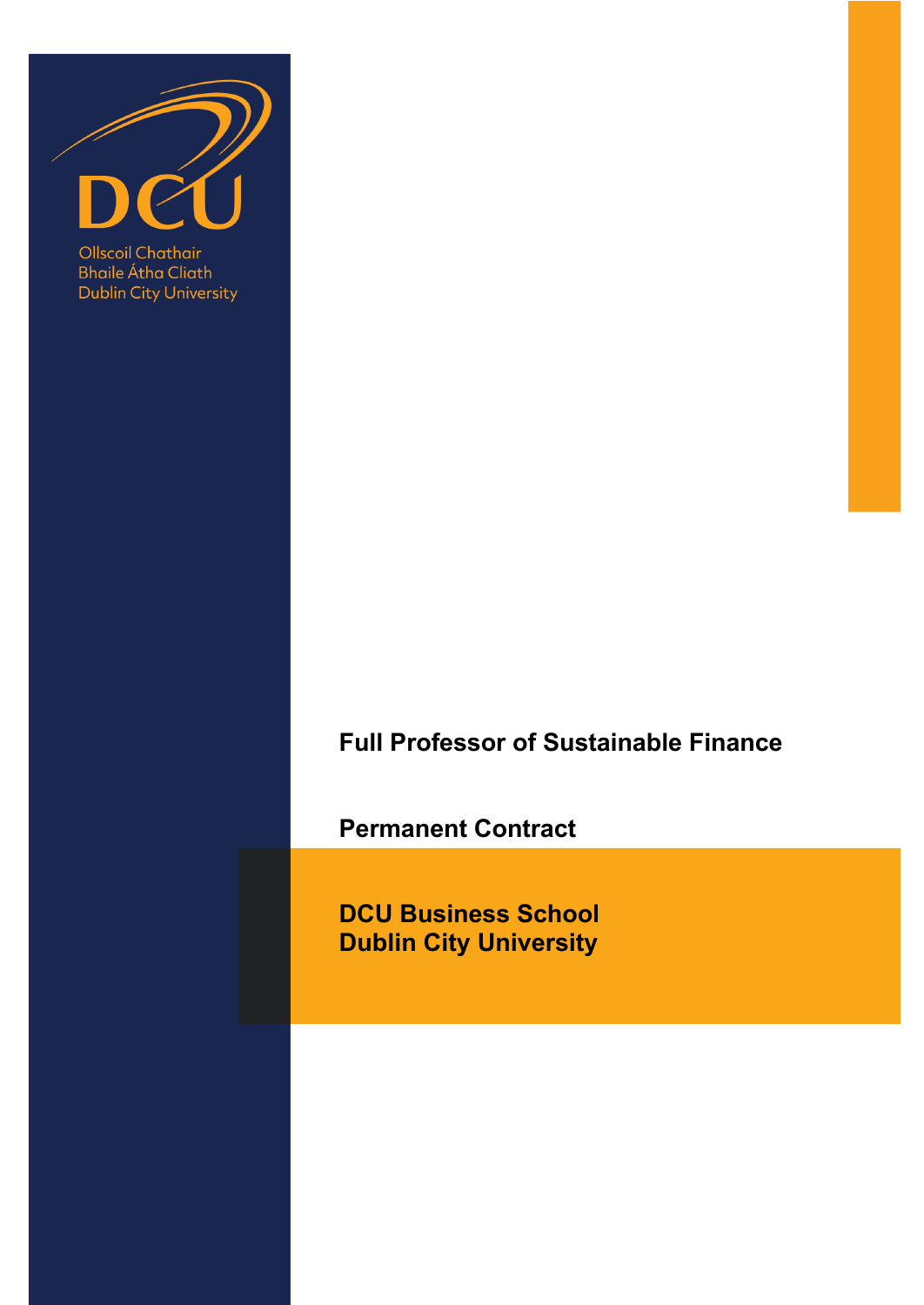Ollscoil Chathair Bhaile Átha Cliath
Dublin City University

# Full Professor of Sustainable Finance

**Permanent Contract**

**DCU Business School**
**Dublin City University**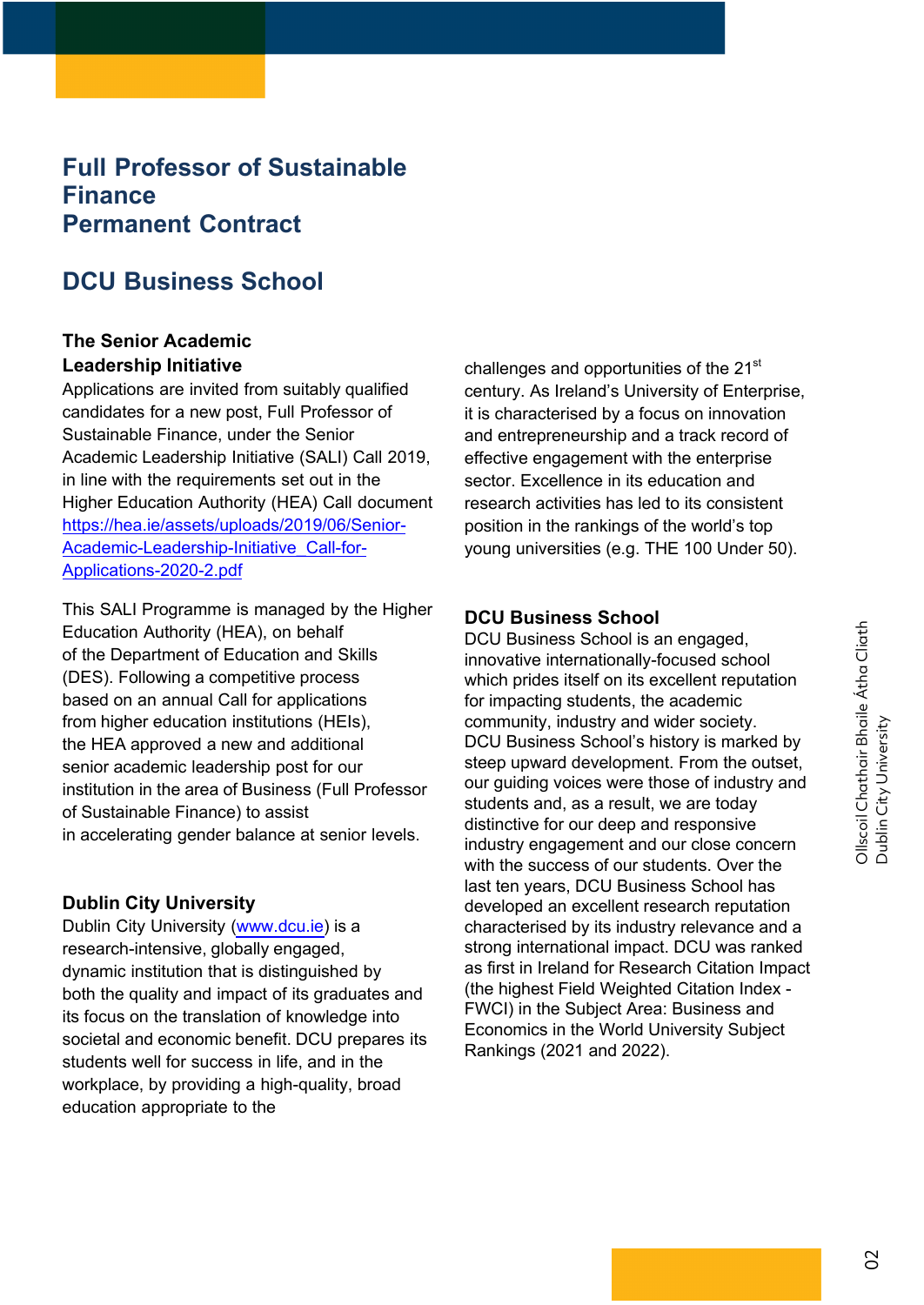# Full Professor of Sustainable Finance
# Permanent Contract

## DCU Business School

### The Senior Academic Leadership Initiative

Applications are invited from suitably qualified candidates for a new post, Full Professor of Sustainable Finance, under the Senior Academic Leadership Initiative (SALI) Call 2019, in line with the requirements set out in the Higher Education Authority (HEA) Call document [https://hea.ie/assets/uploads/2019/06/Senior-Academic-Leadership-Initiative_Call-for-Applications-2020-2.pdf](https://hea.ie/assets/uploads/2019/06/Senior-Academic-Leadership-Initiative_Call-for-Applications-2020-2.pdf)

This SALI Programme is managed by the Higher Education Authority (HEA), on behalf of the Department of Education and Skills (DES). Following a competitive process based on an annual Call for applications from higher education institutions (HEIs), the HEA approved a new and additional senior academic leadership post for our institution in the area of Business (Full Professor of Sustainable Finance) to assist in accelerating gender balance at senior levels.

### Dublin City University

Dublin City University ([www.dcu.ie](http://www.dcu.ie)) is a research-intensive, globally engaged, dynamic institution that is distinguished by both the quality and impact of its graduates and its focus on the translation of knowledge into societal and economic benefit. DCU prepares its students well for success in life, and in the workplace, by providing a high-quality, broad education appropriate to the challenges and opportunities of the 21st century. As Ireland's University of Enterprise, it is characterised by a focus on innovation and entrepreneurship and a track record of effective engagement with the enterprise sector. Excellence in its education and research activities has led to its consistent position in the rankings of the world's top young universities (e.g. THE 100 Under 50).

### DCU Business School

DCU Business School is an engaged, innovative internationally-focused school which prides itself on its excellent reputation for impacting students, the academic community, industry and wider society. DCU Business School's history is marked by steep upward development. From the outset, our guiding voices were those of industry and students and, as a result, we are today distinctive for our deep and responsive industry engagement and our close concern with the success of our students. Over the last ten years, DCU Business School has developed an excellent research reputation characterised by its industry relevance and a strong international impact. DCU was ranked as first in Ireland for Research Citation Impact (the highest Field Weighted Citation Index - FWCI) in the Subject Area: Business and Economics in the World University Subject Rankings (2021 and 2022).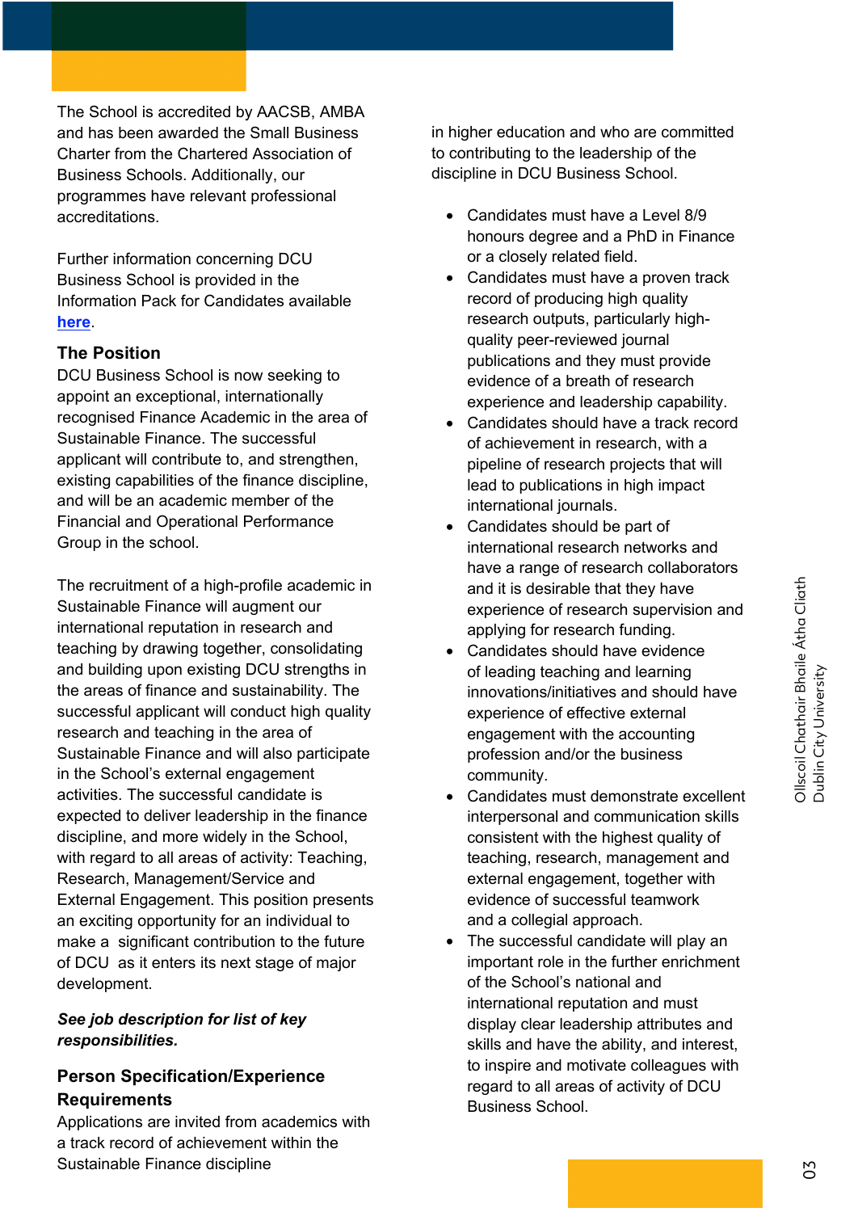The School is accredited by AACSB, AMBA and has been awarded the Small Business Charter from the Chartered Association of Business Schools. Additionally, our programmes have relevant professional accreditations.

Further information concerning DCU Business School is provided in the Information Pack for Candidates available **here**.

## The Position

DCU Business School is now seeking to appoint an exceptional, internationally recognised Finance Academic in the area of Sustainable Finance. The successful applicant will contribute to, and strengthen, existing capabilities of the finance discipline, and will be an academic member of the Financial and Operational Performance Group in the school.

The recruitment of a high-profile academic in Sustainable Finance will augment our international reputation in research and teaching by drawing together, consolidating and building upon existing DCU strengths in the areas of finance and sustainability. The successful applicant will conduct high quality research and teaching in the area of Sustainable Finance and will also participate in the School's external engagement activities. The successful candidate is expected to deliver leadership in the finance discipline, and more widely in the School, with regard to all areas of activity: Teaching, Research, Management/Service and External Engagement. This position presents an exciting opportunity for an individual to make a significant contribution to the future of DCU as it enters its next stage of major development.

***See job description for list of key responsibilities.***

## Person Specification/Experience Requirements

Applications are invited from academics with a track record of achievement within the Sustainable Finance discipline in higher education and who are committed to contributing to the leadership of the discipline in DCU Business School.

- Candidates must have a Level 8/9 honours degree and a PhD in Finance or a closely related field.
- Candidates must have a proven track record of producing high quality research outputs, particularly high-quality peer-reviewed journal publications and they must provide evidence of a breath of research experience and leadership capability.
- Candidates should have a track record of achievement in research, with a pipeline of research projects that will lead to publications in high impact international journals.
- Candidates should be part of international research networks and have a range of research collaborators and it is desirable that they have experience of research supervision and applying for research funding.
- Candidates should have evidence of leading teaching and learning innovations/initiatives and should have experience of effective external engagement with the accounting profession and/or the business community.
- Candidates must demonstrate excellent interpersonal and communication skills consistent with the highest quality of teaching, research, management and external engagement, together with evidence of successful teamwork and a collegial approach.
- The successful candidate will play an important role in the further enrichment of the School's national and international reputation and must display clear leadership attributes and skills and have the ability, and interest, to inspire and motivate colleagues with regard to all areas of activity of DCU Business School.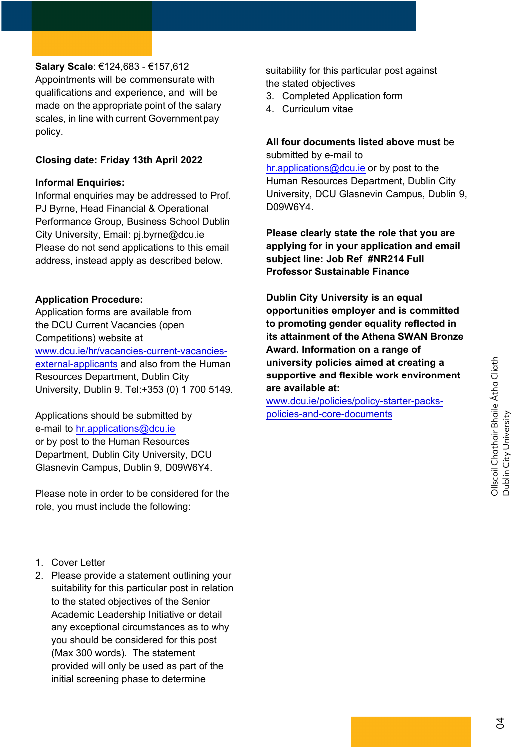**Salary Scale**: €124,683 - €157,612
Appointments will be commensurate with qualifications and experience, and will be made on the appropriate point of the salary scales, in line with current Government pay policy.

**Closing date: Friday 13th April 2022**

**Informal Enquiries:**
Informal enquiries may be addressed to Prof. PJ Byrne, Head Financial & Operational Performance Group, Business School Dublin City University, Email: pj.byrne@dcu.ie
Please do not send applications to this email address, instead apply as described below.

**Application Procedure:**
Application forms are available from the DCU Current Vacancies (open Competitions) website at [www.dcu.ie/hr/vacancies-current-vacancies-external-applicants](www.dcu.ie/hr/vacancies-current-vacancies-external-applicants) and also from the Human Resources Department, Dublin City University, Dublin 9. Tel:+353 (0) 1 700 5149.

Applications should be submitted by e-mail to [hr.applications@dcu.ie](mailto:hr.applications@dcu.ie) or by post to the Human Resources Department, Dublin City University, DCU Glasnevin Campus, Dublin 9, D09W6Y4.

Please note in order to be considered for the role, you must include the following:

1. Cover Letter
2. Please provide a statement outlining your suitability for this particular post in relation to the stated objectives of the Senior Academic Leadership Initiative or detail any exceptional circumstances as to why you should be considered for this post (Max 300 words). The statement provided will only be used as part of the initial screening phase to determine suitability for this particular post against the stated objectives
3. Completed Application form
4. Curriculum vitae

**All four documents listed above must** be submitted by e-mail to [hr.applications@dcu.ie](mailto:hr.applications@dcu.ie) or by post to the Human Resources Department, Dublin City University, DCU Glasnevin Campus, Dublin 9, D09W6Y4.

**Please clearly state the role that you are applying for in your application and email subject line: Job Ref #NR214 Full Professor Sustainable Finance**

**Dublin City University is an equal opportunities employer and is committed to promoting gender equality reflected in its attainment of the Athena SWAN Bronze Award. Information on a range of university policies aimed at creating a supportive and flexible work environment are available at:**
[www.dcu.ie/policies/policy-starter-packs-policies-and-core-documents](www.dcu.ie/policies/policy-starter-packs-policies-and-core-documents)